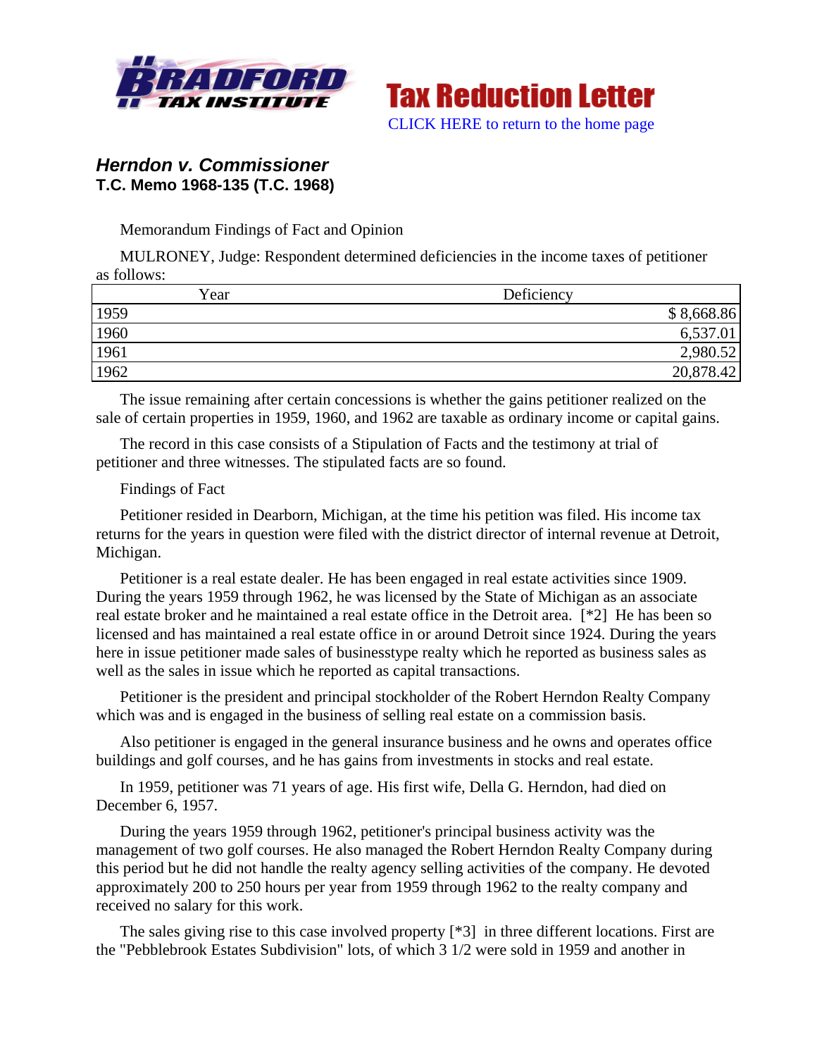Tax Reduction Letter

CLICK HERE to return to the home page

## Herndon v. Commissioner

**T.C. Memo 1968-135 (T.C. 1968)**

Memorandum Findings of Fact and Opinion

MULRONEY, Judge: Respondent determined deficiencies in the income taxes of petitioner as follows:

| Year | Deficiency |
| --- | --- |
| 1959 | $ 8,668.86 |
| 1960 | 6,537.01 |
| 1961 | 2,980.52 |
| 1962 | 20,878.42 |

The issue remaining after certain concessions is whether the gains petitioner realized on the sale of certain properties in 1959, 1960, and 1962 are taxable as ordinary income or capital gains.

The record in this case consists of a Stipulation of Facts and the testimony at trial of petitioner and three witnesses. The stipulated facts are so found.

Findings of Fact

Petitioner resided in Dearborn, Michigan, at the time his petition was filed. His income tax returns for the years in question were filed with the district director of internal revenue at Detroit, Michigan.

Petitioner is a real estate dealer. He has been engaged in real estate activities since 1909. During the years 1959 through 1962, he was licensed by the State of Michigan as an associate real estate broker and he maintained a real estate office in the Detroit area. [*2] He has been so licensed and has maintained a real estate office in or around Detroit since 1924. During the years here in issue petitioner made sales of businesstype realty which he reported as business sales as well as the sales in issue which he reported as capital transactions.

Petitioner is the president and principal stockholder of the Robert Herndon Realty Company which was and is engaged in the business of selling real estate on a commission basis.

Also petitioner is engaged in the general insurance business and he owns and operates office buildings and golf courses, and he has gains from investments in stocks and real estate.

In 1959, petitioner was 71 years of age. His first wife, Della G. Herndon, had died on December 6, 1957.

During the years 1959 through 1962, petitioner's principal business activity was the management of two golf courses. He also managed the Robert Herndon Realty Company during this period but he did not handle the realty agency selling activities of the company. He devoted approximately 200 to 250 hours per year from 1959 through 1962 to the realty company and received no salary for this work.

The sales giving rise to this case involved property [*3] in three different locations. First are the "Pebblebrook Estates Subdivision" lots, of which 3 1/2 were sold in 1959 and another in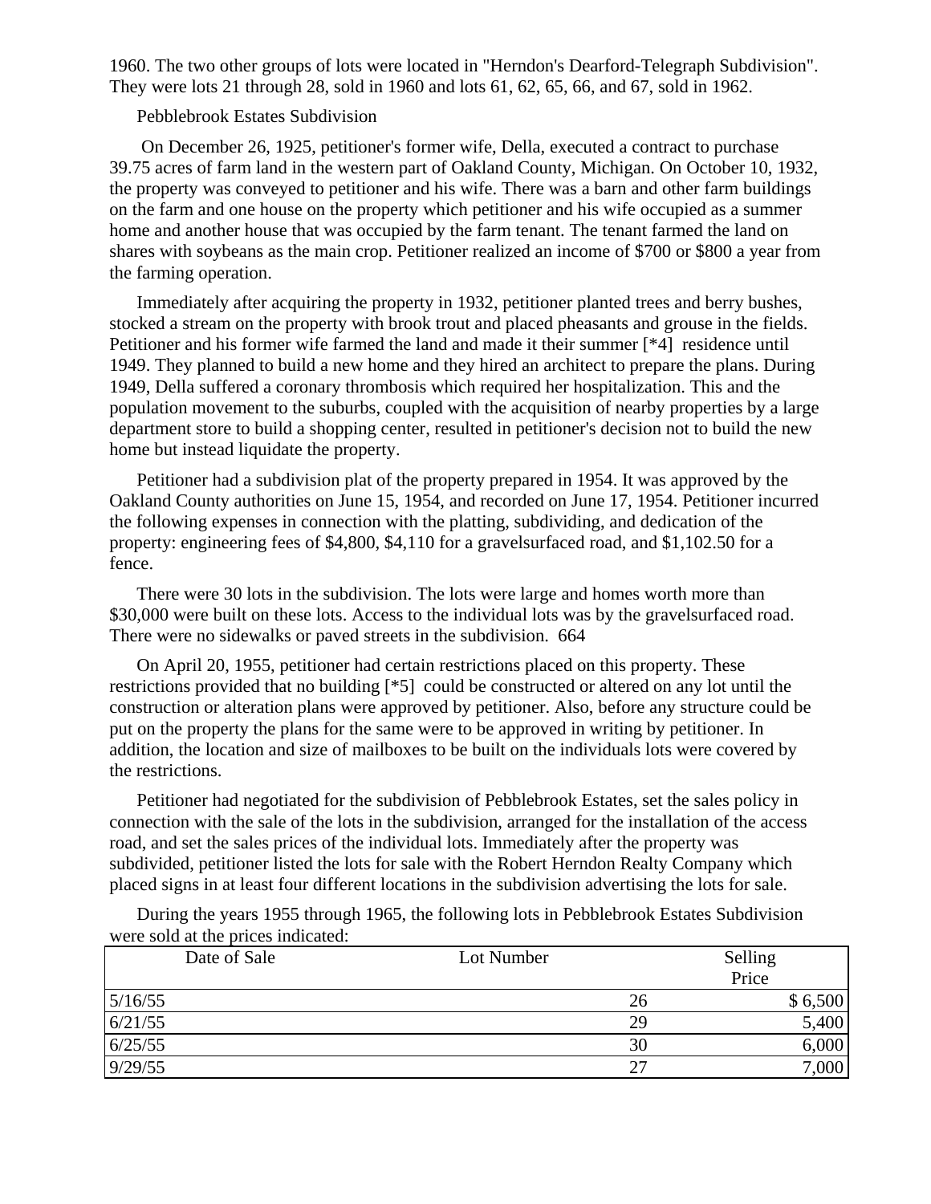1960. The two other groups of lots were located in "Herndon's Dearford-Telegraph Subdivision". They were lots 21 through 28, sold in 1960 and lots 61, 62, 65, 66, and 67, sold in 1962.

Pebblebrook Estates Subdivision

On December 26, 1925, petitioner's former wife, Della, executed a contract to purchase 39.75 acres of farm land in the western part of Oakland County, Michigan. On October 10, 1932, the property was conveyed to petitioner and his wife. There was a barn and other farm buildings on the farm and one house on the property which petitioner and his wife occupied as a summer home and another house that was occupied by the farm tenant. The tenant farmed the land on shares with soybeans as the main crop. Petitioner realized an income of $700 or $800 a year from the farming operation.

Immediately after acquiring the property in 1932, petitioner planted trees and berry bushes, stocked a stream on the property with brook trout and placed pheasants and grouse in the fields. Petitioner and his former wife farmed the land and made it their summer [*4] residence until 1949. They planned to build a new home and they hired an architect to prepare the plans. During 1949, Della suffered a coronary thrombosis which required her hospitalization. This and the population movement to the suburbs, coupled with the acquisition of nearby properties by a large department store to build a shopping center, resulted in petitioner's decision not to build the new home but instead liquidate the property.

Petitioner had a subdivision plat of the property prepared in 1954. It was approved by the Oakland County authorities on June 15, 1954, and recorded on June 17, 1954. Petitioner incurred the following expenses in connection with the platting, subdividing, and dedication of the property: engineering fees of $4,800, $4,110 for a gravelsurfaced road, and $1,102.50 for a fence.

There were 30 lots in the subdivision. The lots were large and homes worth more than $30,000 were built on these lots. Access to the individual lots was by the gravelsurfaced road. There were no sidewalks or paved streets in the subdivision. 664

On April 20, 1955, petitioner had certain restrictions placed on this property. These restrictions provided that no building [*5] could be constructed or altered on any lot until the construction or alteration plans were approved by petitioner. Also, before any structure could be put on the property the plans for the same were to be approved in writing by petitioner. In addition, the location and size of mailboxes to be built on the individuals lots were covered by the restrictions.

Petitioner had negotiated for the subdivision of Pebblebrook Estates, set the sales policy in connection with the sale of the lots in the subdivision, arranged for the installation of the access road, and set the sales prices of the individual lots. Immediately after the property was subdivided, petitioner listed the lots for sale with the Robert Herndon Realty Company which placed signs in at least four different locations in the subdivision advertising the lots for sale.

During the years 1955 through 1965, the following lots in Pebblebrook Estates Subdivision were sold at the prices indicated:

| Date of Sale | Lot Number | Selling Price |
|---|---|---|
| 5/16/55 | 26 | $ 6,500 |
| 6/21/55 | 29 | 5,400 |
| 6/25/55 | 30 | 6,000 |
| 9/29/55 | 27 | 7,000 |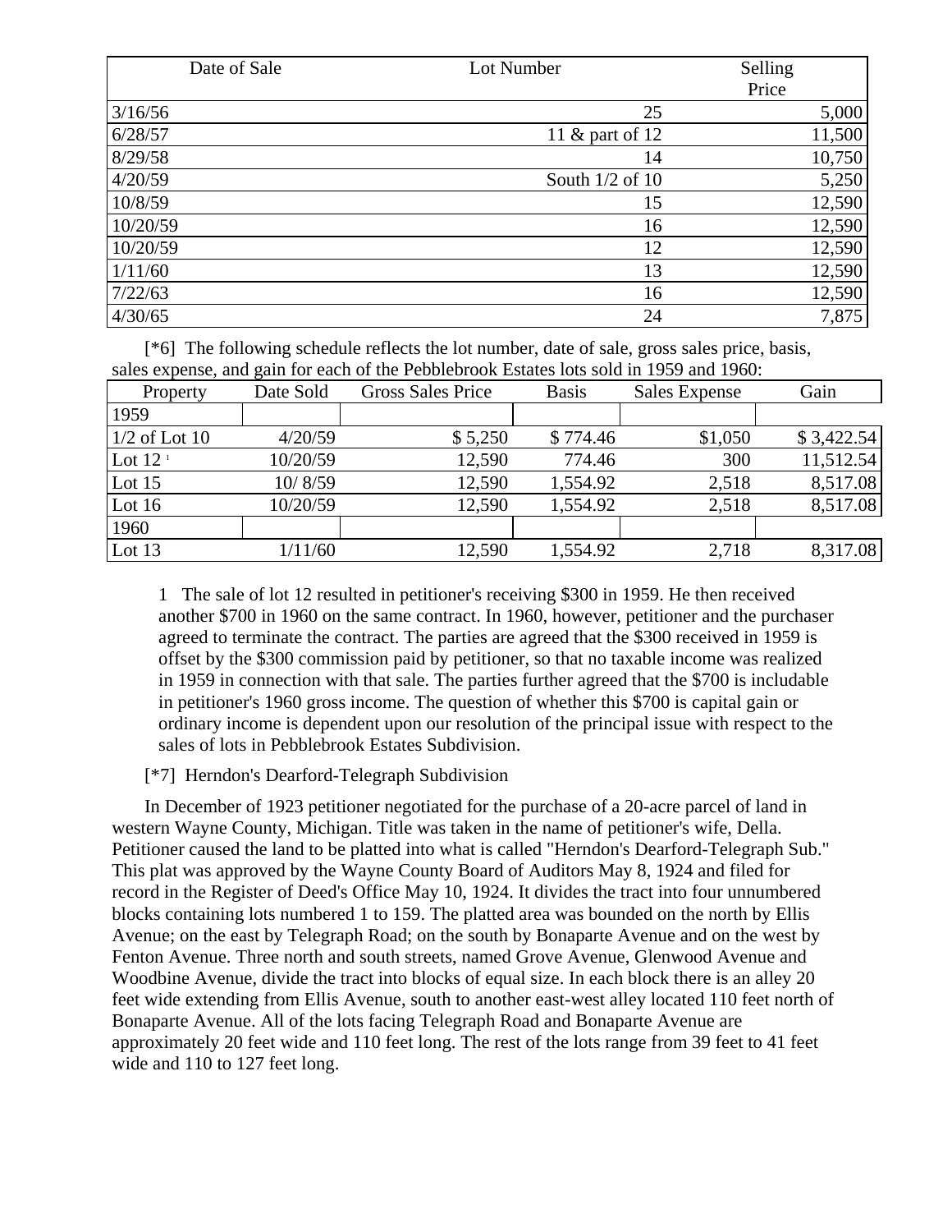| Date of Sale | Lot Number | Selling Price |
|---|---|---|
| 3/16/56 | 25 | 5,000 |
| 6/28/57 | 11 & part of 12 | 11,500 |
| 8/29/58 | 14 | 10,750 |
| 4/20/59 | South 1/2 of 10 | 5,250 |
| 10/8/59 | 15 | 12,590 |
| 10/20/59 | 16 | 12,590 |
| 10/20/59 | 12 | 12,590 |
| 1/11/60 | 13 | 12,590 |
| 7/22/63 | 16 | 12,590 |
| 4/30/65 | 24 | 7,875 |

[*6] The following schedule reflects the lot number, date of sale, gross sales price, basis, sales expense, and gain for each of the Pebblebrook Estates lots sold in 1959 and 1960:

| Property | Date Sold | Gross Sales Price | Basis | Sales Expense | Gain |
|---|---|---|---|---|---|
| 1959 | | | | | |
| 1/2 of Lot 10 | 4/20/59 | $ 5,250 | $ 774.46 | $1,050 | $ 3,422.54 |
| Lot 12 [1] | 10/20/59 | 12,590 | 774.46 | 300 | 11,512.54 |
| Lot 15 | 10/ 8/59 | 12,590 | 1,554.92 | 2,518 | 8,517.08 |
| Lot 16 | 10/20/59 | 12,590 | 1,554.92 | 2,518 | 8,517.08 |
| 1960 | | | | | |
| Lot 13 | 1/11/60 | 12,590 | 1,554.92 | 2,718 | 8,317.08 |

1 The sale of lot 12 resulted in petitioner's receiving $300 in 1959. He then received another $700 in 1960 on the same contract. In 1960, however, petitioner and the purchaser agreed to terminate the contract. The parties are agreed that the $300 received in 1959 is offset by the $300 commission paid by petitioner, so that no taxable income was realized in 1959 in connection with that sale. The parties further agreed that the $700 is includable in petitioner's 1960 gross income. The question of whether this $700 is capital gain or ordinary income is dependent upon our resolution of the principal issue with respect to the sales of lots in Pebblebrook Estates Subdivision.

[*7] Herndon's Dearford-Telegraph Subdivision

In December of 1923 petitioner negotiated for the purchase of a 20-acre parcel of land in western Wayne County, Michigan. Title was taken in the name of petitioner's wife, Della. Petitioner caused the land to be platted into what is called "Herndon's Dearford-Telegraph Sub." This plat was approved by the Wayne County Board of Auditors May 8, 1924 and filed for record in the Register of Deed's Office May 10, 1924. It divides the tract into four unnumbered blocks containing lots numbered 1 to 159. The platted area was bounded on the north by Ellis Avenue; on the east by Telegraph Road; on the south by Bonaparte Avenue and on the west by Fenton Avenue. Three north and south streets, named Grove Avenue, Glenwood Avenue and Woodbine Avenue, divide the tract into blocks of equal size. In each block there is an alley 20 feet wide extending from Ellis Avenue, south to another east-west alley located 110 feet north of Bonaparte Avenue. All of the lots facing Telegraph Road and Bonaparte Avenue are approximately 20 feet wide and 110 feet long. The rest of the lots range from 39 feet to 41 feet wide and 110 to 127 feet long.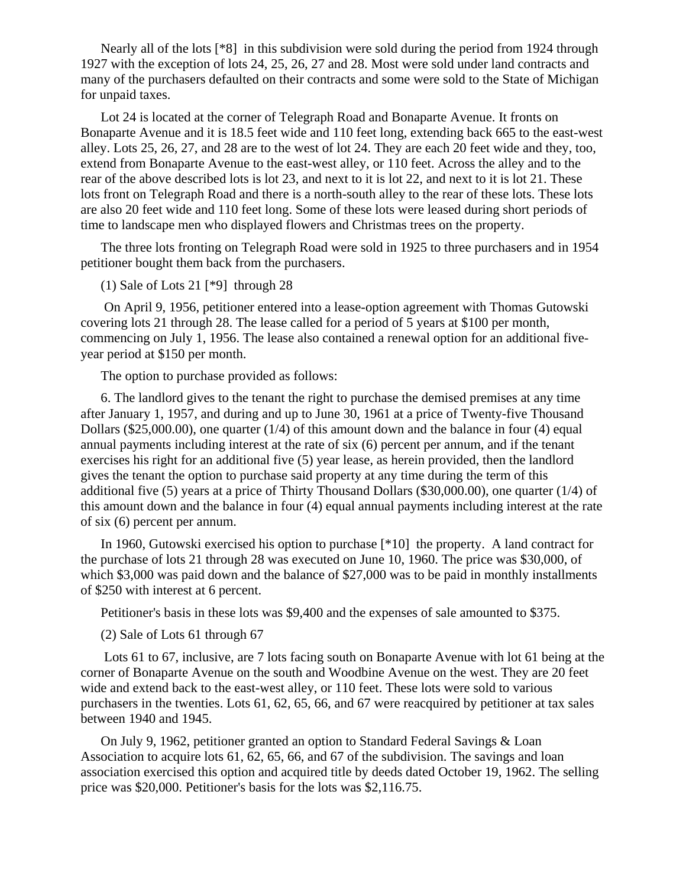Nearly all of the lots [*8] in this subdivision were sold during the period from 1924 through 1927 with the exception of lots 24, 25, 26, 27 and 28. Most were sold under land contracts and many of the purchasers defaulted on their contracts and some were sold to the State of Michigan for unpaid taxes.

Lot 24 is located at the corner of Telegraph Road and Bonaparte Avenue. It fronts on Bonaparte Avenue and it is 18.5 feet wide and 110 feet long, extending back 665 to the east-west alley. Lots 25, 26, 27, and 28 are to the west of lot 24. They are each 20 feet wide and they, too, extend from Bonaparte Avenue to the east-west alley, or 110 feet. Across the alley and to the rear of the above described lots is lot 23, and next to it is lot 22, and next to it is lot 21. These lots front on Telegraph Road and there is a north-south alley to the rear of these lots. These lots are also 20 feet wide and 110 feet long. Some of these lots were leased during short periods of time to landscape men who displayed flowers and Christmas trees on the property.

The three lots fronting on Telegraph Road were sold in 1925 to three purchasers and in 1954 petitioner bought them back from the purchasers.

(1) Sale of Lots 21 [*9] through 28

On April 9, 1956, petitioner entered into a lease-option agreement with Thomas Gutowski covering lots 21 through 28. The lease called for a period of 5 years at $100 per month, commencing on July 1, 1956. The lease also contained a renewal option for an additional five-year period at $150 per month.

The option to purchase provided as follows:

6. The landlord gives to the tenant the right to purchase the demised premises at any time after January 1, 1957, and during and up to June 30, 1961 at a price of Twenty-five Thousand Dollars ($25,000.00), one quarter (1/4) of this amount down and the balance in four (4) equal annual payments including interest at the rate of six (6) percent per annum, and if the tenant exercises his right for an additional five (5) year lease, as herein provided, then the landlord gives the tenant the option to purchase said property at any time during the term of this additional five (5) years at a price of Thirty Thousand Dollars ($30,000.00), one quarter (1/4) of this amount down and the balance in four (4) equal annual payments including interest at the rate of six (6) percent per annum.

In 1960, Gutowski exercised his option to purchase [*10] the property. A land contract for the purchase of lots 21 through 28 was executed on June 10, 1960. The price was $30,000, of which $3,000 was paid down and the balance of $27,000 was to be paid in monthly installments of $250 with interest at 6 percent.

Petitioner's basis in these lots was $9,400 and the expenses of sale amounted to $375.

(2) Sale of Lots 61 through 67

Lots 61 to 67, inclusive, are 7 lots facing south on Bonaparte Avenue with lot 61 being at the corner of Bonaparte Avenue on the south and Woodbine Avenue on the west. They are 20 feet wide and extend back to the east-west alley, or 110 feet. These lots were sold to various purchasers in the twenties. Lots 61, 62, 65, 66, and 67 were reacquired by petitioner at tax sales between 1940 and 1945.

On July 9, 1962, petitioner granted an option to Standard Federal Savings & Loan Association to acquire lots 61, 62, 65, 66, and 67 of the subdivision. The savings and loan association exercised this option and acquired title by deeds dated October 19, 1962. The selling price was $20,000. Petitioner's basis for the lots was $2,116.75.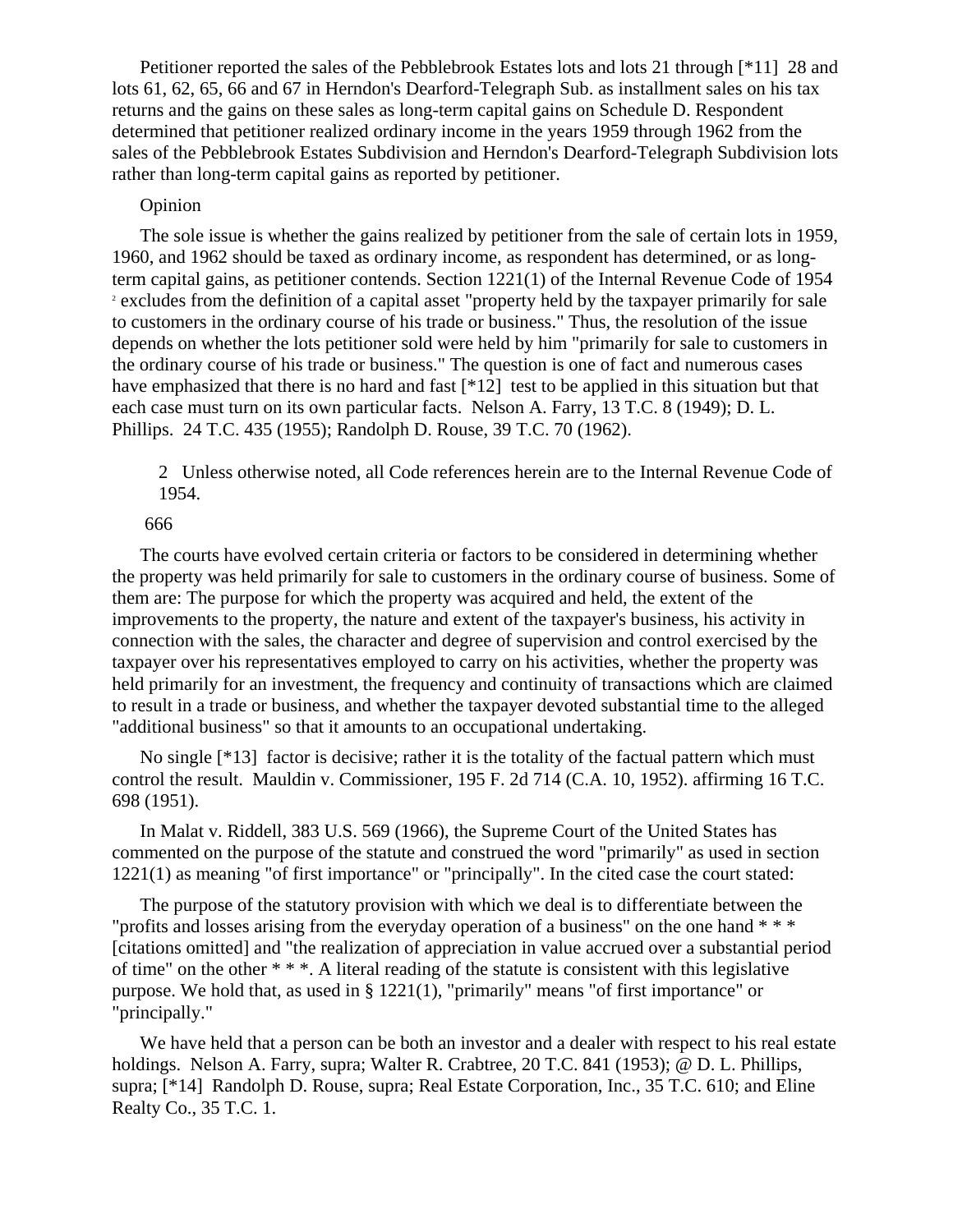Petitioner reported the sales of the Pebblebrook Estates lots and lots 21 through [*11] 28 and lots 61, 62, 65, 66 and 67 in Herndon's Dearford-Telegraph Sub. as installment sales on his tax returns and the gains on these sales as long-term capital gains on Schedule D. Respondent determined that petitioner realized ordinary income in the years 1959 through 1962 from the sales of the Pebblebrook Estates Subdivision and Herndon's Dearford-Telegraph Subdivision lots rather than long-term capital gains as reported by petitioner.

Opinion

The sole issue is whether the gains realized by petitioner from the sale of certain lots in 1959, 1960, and 1962 should be taxed as ordinary income, as respondent has determined, or as long-term capital gains, as petitioner contends. Section 1221(1) of the Internal Revenue Code of 1954 [2] excludes from the definition of a capital asset "property held by the taxpayer primarily for sale to customers in the ordinary course of his trade or business." Thus, the resolution of the issue depends on whether the lots petitioner sold were held by him "primarily for sale to customers in the ordinary course of his trade or business." The question is one of fact and numerous cases have emphasized that there is no hard and fast [*12] test to be applied in this situation but that each case must turn on its own particular facts. Nelson A. Farry, 13 T.C. 8 (1949); D. L. Phillips. 24 T.C. 435 (1955); Randolph D. Rouse, 39 T.C. 70 (1962).

2 Unless otherwise noted, all Code references herein are to the Internal Revenue Code of 1954.

666

The courts have evolved certain criteria or factors to be considered in determining whether the property was held primarily for sale to customers in the ordinary course of business. Some of them are: The purpose for which the property was acquired and held, the extent of the improvements to the property, the nature and extent of the taxpayer's business, his activity in connection with the sales, the character and degree of supervision and control exercised by the taxpayer over his representatives employed to carry on his activities, whether the property was held primarily for an investment, the frequency and continuity of transactions which are claimed to result in a trade or business, and whether the taxpayer devoted substantial time to the alleged "additional business" so that it amounts to an occupational undertaking.

No single [*13] factor is decisive; rather it is the totality of the factual pattern which must control the result. Mauldin v. Commissioner, 195 F. 2d 714 (C.A. 10, 1952). affirming 16 T.C. 698 (1951).

In Malat v. Riddell, 383 U.S. 569 (1966), the Supreme Court of the United States has commented on the purpose of the statute and construed the word "primarily" as used in section 1221(1) as meaning "of first importance" or "principally". In the cited case the court stated:

The purpose of the statutory provision with which we deal is to differentiate between the "profits and losses arising from the everyday operation of a business" on the one hand * * * [citations omitted] and "the realization of appreciation in value accrued over a substantial period of time" on the other * * *. A literal reading of the statute is consistent with this legislative purpose. We hold that, as used in § 1221(1), "primarily" means "of first importance" or "principally."

We have held that a person can be both an investor and a dealer with respect to his real estate holdings. Nelson A. Farry, supra; Walter R. Crabtree, 20 T.C. 841 (1953); @ D. L. Phillips, supra; [*14] Randolph D. Rouse, supra; Real Estate Corporation, Inc., 35 T.C. 610; and Eline Realty Co., 35 T.C. 1.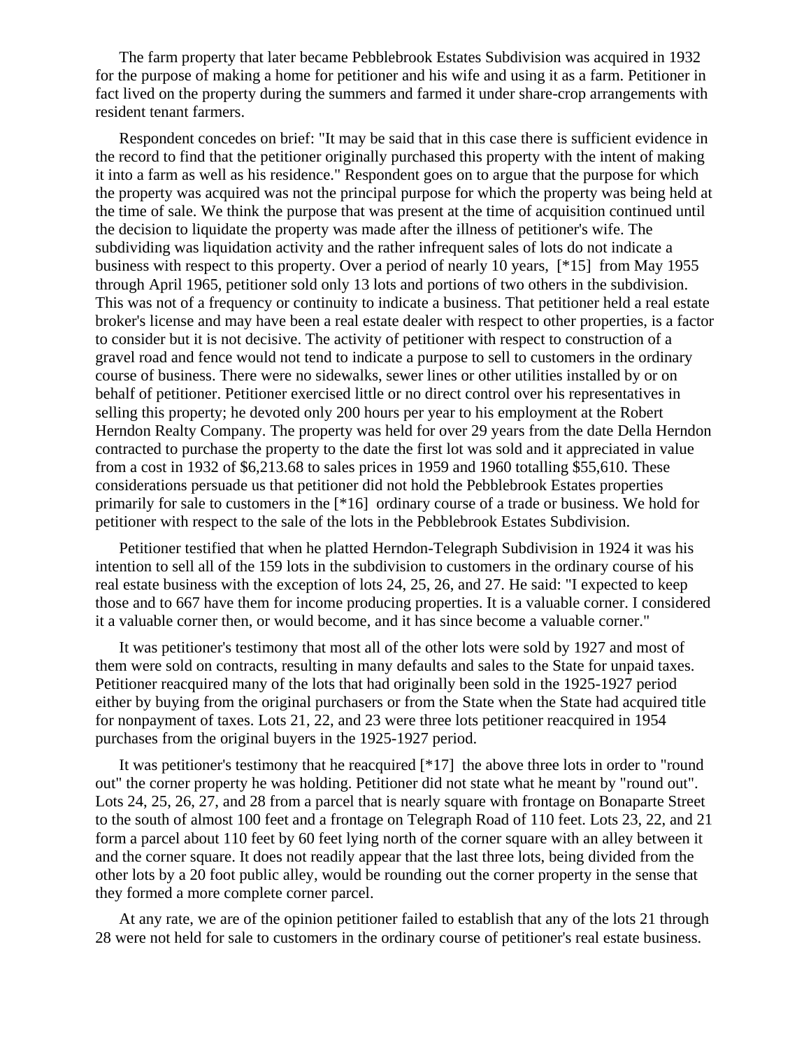The farm property that later became Pebblebrook Estates Subdivision was acquired in 1932 for the purpose of making a home for petitioner and his wife and using it as a farm. Petitioner in fact lived on the property during the summers and farmed it under share-crop arrangements with resident tenant farmers.

Respondent concedes on brief: "It may be said that in this case there is sufficient evidence in the record to find that the petitioner originally purchased this property with the intent of making it into a farm as well as his residence." Respondent goes on to argue that the purpose for which the property was acquired was not the principal purpose for which the property was being held at the time of sale. We think the purpose that was present at the time of acquisition continued until the decision to liquidate the property was made after the illness of petitioner's wife. The subdividing was liquidation activity and the rather infrequent sales of lots do not indicate a business with respect to this property. Over a period of nearly 10 years, [*15] from May 1955 through April 1965, petitioner sold only 13 lots and portions of two others in the subdivision. This was not of a frequency or continuity to indicate a business. That petitioner held a real estate broker's license and may have been a real estate dealer with respect to other properties, is a factor to consider but it is not decisive. The activity of petitioner with respect to construction of a gravel road and fence would not tend to indicate a purpose to sell to customers in the ordinary course of business. There were no sidewalks, sewer lines or other utilities installed by or on behalf of petitioner. Petitioner exercised little or no direct control over his representatives in selling this property; he devoted only 200 hours per year to his employment at the Robert Herndon Realty Company. The property was held for over 29 years from the date Della Herndon contracted to purchase the property to the date the first lot was sold and it appreciated in value from a cost in 1932 of $6,213.68 to sales prices in 1959 and 1960 totalling $55,610. These considerations persuade us that petitioner did not hold the Pebblebrook Estates properties primarily for sale to customers in the [*16] ordinary course of a trade or business. We hold for petitioner with respect to the sale of the lots in the Pebblebrook Estates Subdivision.

Petitioner testified that when he platted Herndon-Telegraph Subdivision in 1924 it was his intention to sell all of the 159 lots in the subdivision to customers in the ordinary course of his real estate business with the exception of lots 24, 25, 26, and 27. He said: "I expected to keep those and to 667 have them for income producing properties. It is a valuable corner. I considered it a valuable corner then, or would become, and it has since become a valuable corner."

It was petitioner's testimony that most all of the other lots were sold by 1927 and most of them were sold on contracts, resulting in many defaults and sales to the State for unpaid taxes. Petitioner reacquired many of the lots that had originally been sold in the 1925-1927 period either by buying from the original purchasers or from the State when the State had acquired title for nonpayment of taxes. Lots 21, 22, and 23 were three lots petitioner reacquired in 1954 purchases from the original buyers in the 1925-1927 period.

It was petitioner's testimony that he reacquired [*17] the above three lots in order to "round out" the corner property he was holding. Petitioner did not state what he meant by "round out". Lots 24, 25, 26, 27, and 28 from a parcel that is nearly square with frontage on Bonaparte Street to the south of almost 100 feet and a frontage on Telegraph Road of 110 feet. Lots 23, 22, and 21 form a parcel about 110 feet by 60 feet lying north of the corner square with an alley between it and the corner square. It does not readily appear that the last three lots, being divided from the other lots by a 20 foot public alley, would be rounding out the corner property in the sense that they formed a more complete corner parcel.

At any rate, we are of the opinion petitioner failed to establish that any of the lots 21 through 28 were not held for sale to customers in the ordinary course of petitioner's real estate business.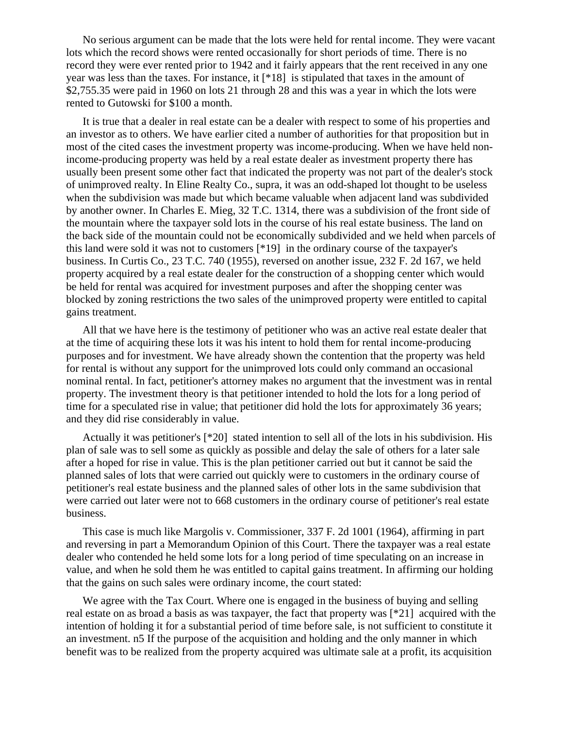No serious argument can be made that the lots were held for rental income. They were vacant lots which the record shows were rented occasionally for short periods of time. There is no record they were ever rented prior to 1942 and it fairly appears that the rent received in any one year was less than the taxes. For instance, it [*18] is stipulated that taxes in the amount of $2,755.35 were paid in 1960 on lots 21 through 28 and this was a year in which the lots were rented to Gutowski for $100 a month.

It is true that a dealer in real estate can be a dealer with respect to some of his properties and an investor as to others. We have earlier cited a number of authorities for that proposition but in most of the cited cases the investment property was income-producing. When we have held non-income-producing property was held by a real estate dealer as investment property there has usually been present some other fact that indicated the property was not part of the dealer's stock of unimproved realty. In Eline Realty Co., supra, it was an odd-shaped lot thought to be useless when the subdivision was made but which became valuable when adjacent land was subdivided by another owner. In Charles E. Mieg, 32 T.C. 1314, there was a subdivision of the front side of the mountain where the taxpayer sold lots in the course of his real estate business. The land on the back side of the mountain could not be economically subdivided and we held when parcels of this land were sold it was not to customers [*19] in the ordinary course of the taxpayer's business. In Curtis Co., 23 T.C. 740 (1955), reversed on another issue, 232 F. 2d 167, we held property acquired by a real estate dealer for the construction of a shopping center which would be held for rental was acquired for investment purposes and after the shopping center was blocked by zoning restrictions the two sales of the unimproved property were entitled to capital gains treatment.

All that we have here is the testimony of petitioner who was an active real estate dealer that at the time of acquiring these lots it was his intent to hold them for rental income-producing purposes and for investment. We have already shown the contention that the property was held for rental is without any support for the unimproved lots could only command an occasional nominal rental. In fact, petitioner's attorney makes no argument that the investment was in rental property. The investment theory is that petitioner intended to hold the lots for a long period of time for a speculated rise in value; that petitioner did hold the lots for approximately 36 years; and they did rise considerably in value.

Actually it was petitioner's [*20] stated intention to sell all of the lots in his subdivision. His plan of sale was to sell some as quickly as possible and delay the sale of others for a later sale after a hoped for rise in value. This is the plan petitioner carried out but it cannot be said the planned sales of lots that were carried out quickly were to customers in the ordinary course of petitioner's real estate business and the planned sales of other lots in the same subdivision that were carried out later were not to 668 customers in the ordinary course of petitioner's real estate business.

This case is much like Margolis v. Commissioner, 337 F. 2d 1001 (1964), affirming in part and reversing in part a Memorandum Opinion of this Court. There the taxpayer was a real estate dealer who contended he held some lots for a long period of time speculating on an increase in value, and when he sold them he was entitled to capital gains treatment. In affirming our holding that the gains on such sales were ordinary income, the court stated:

We agree with the Tax Court. Where one is engaged in the business of buying and selling real estate on as broad a basis as was taxpayer, the fact that property was [*21] acquired with the intention of holding it for a substantial period of time before sale, is not sufficient to constitute it an investment. n5 If the purpose of the acquisition and holding and the only manner in which benefit was to be realized from the property acquired was ultimate sale at a profit, its acquisition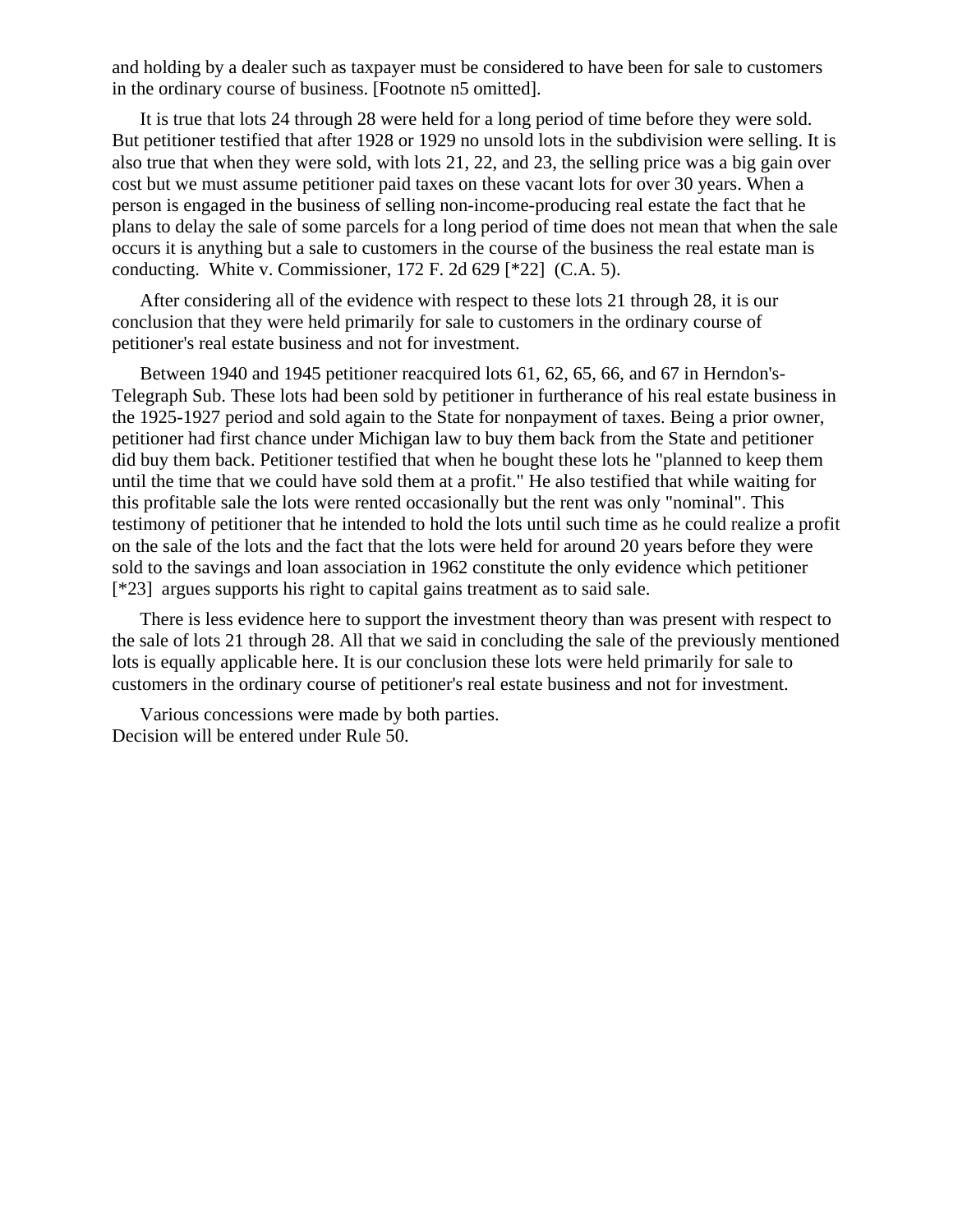and holding by a dealer such as taxpayer must be considered to have been for sale to customers in the ordinary course of business. [Footnote n5 omitted].

It is true that lots 24 through 28 were held for a long period of time before they were sold. But petitioner testified that after 1928 or 1929 no unsold lots in the subdivision were selling. It is also true that when they were sold, with lots 21, 22, and 23, the selling price was a big gain over cost but we must assume petitioner paid taxes on these vacant lots for over 30 years. When a person is engaged in the business of selling non-income-producing real estate the fact that he plans to delay the sale of some parcels for a long period of time does not mean that when the sale occurs it is anything but a sale to customers in the course of the business the real estate man is conducting. White v. Commissioner, 172 F. 2d 629 [*22] (C.A. 5).

After considering all of the evidence with respect to these lots 21 through 28, it is our conclusion that they were held primarily for sale to customers in the ordinary course of petitioner's real estate business and not for investment.

Between 1940 and 1945 petitioner reacquired lots 61, 62, 65, 66, and 67 in Herndon's-Telegraph Sub. These lots had been sold by petitioner in furtherance of his real estate business in the 1925-1927 period and sold again to the State for nonpayment of taxes. Being a prior owner, petitioner had first chance under Michigan law to buy them back from the State and petitioner did buy them back. Petitioner testified that when he bought these lots he "planned to keep them until the time that we could have sold them at a profit." He also testified that while waiting for this profitable sale the lots were rented occasionally but the rent was only "nominal". This testimony of petitioner that he intended to hold the lots until such time as he could realize a profit on the sale of the lots and the fact that the lots were held for around 20 years before they were sold to the savings and loan association in 1962 constitute the only evidence which petitioner [*23] argues supports his right to capital gains treatment as to said sale.

There is less evidence here to support the investment theory than was present with respect to the sale of lots 21 through 28. All that we said in concluding the sale of the previously mentioned lots is equally applicable here. It is our conclusion these lots were held primarily for sale to customers in the ordinary course of petitioner's real estate business and not for investment.

Various concessions were made by both parties.

Decision will be entered under Rule 50.